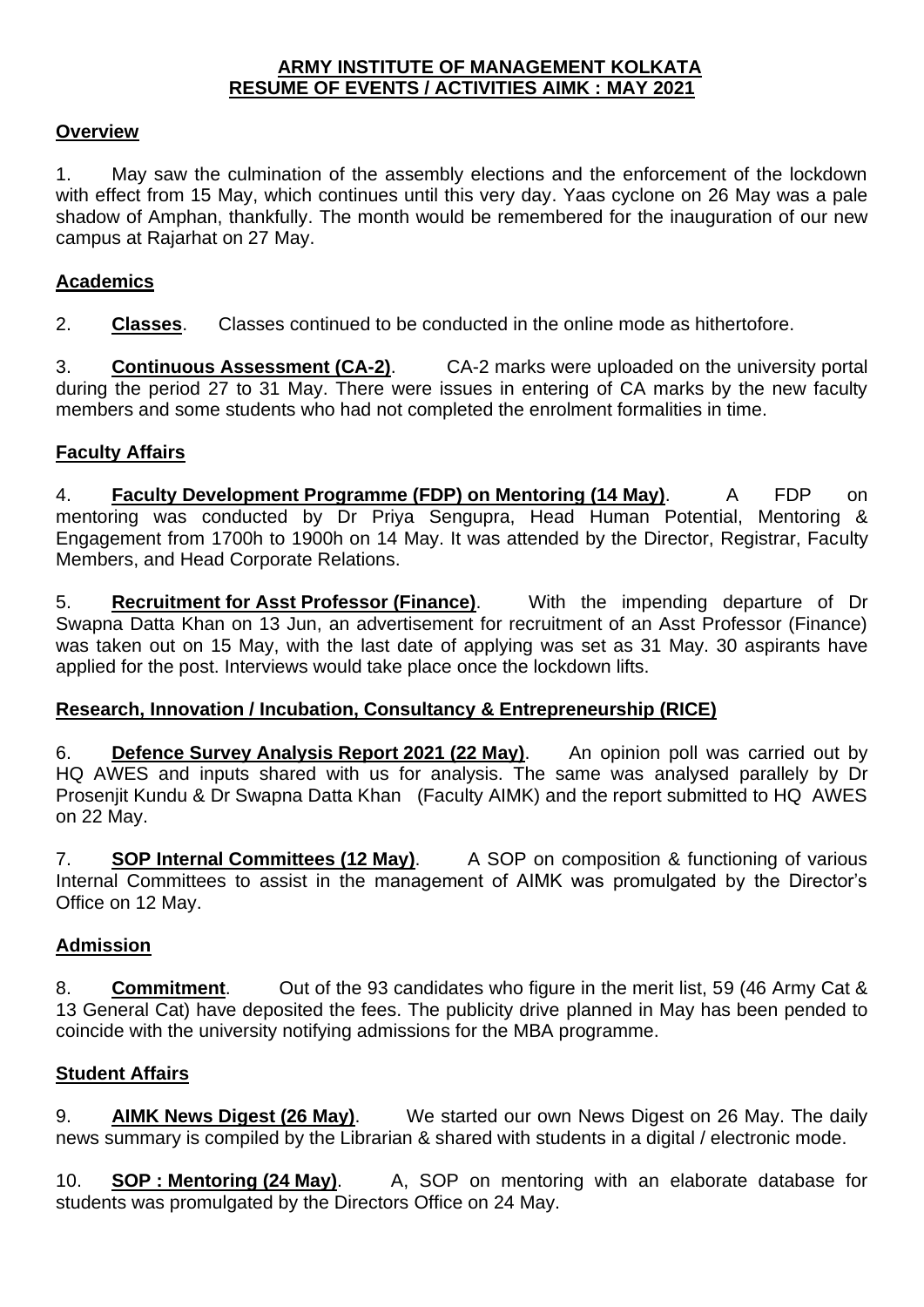**ARMY INSTITUTE OF MANAGEMENT KOLKATA**
**RESUME OF EVENTS / ACTIVITIES AIMK : MAY 2021**

**Overview**

1. May saw the culmination of the assembly elections and the enforcement of the lockdown with effect from 15 May, which continues until this very day. Yaas cyclone on 26 May was a pale shadow of Amphan, thankfully. The month would be remembered for the inauguration of our new campus at Rajarhat on 27 May.

**Academics**

2. **Classes**. Classes continued to be conducted in the online mode as hithertofore.

3. **Continuous Assessment (CA-2)**. CA-2 marks were uploaded on the university portal during the period 27 to 31 May. There were issues in entering of CA marks by the new faculty members and some students who had not completed the enrolment formalities in time.

**Faculty Affairs**

4. **Faculty Development Programme (FDP) on Mentoring (14 May)**. A FDP on mentoring was conducted by Dr Priya Sengupra, Head Human Potential, Mentoring & Engagement from 1700h to 1900h on 14 May. It was attended by the Director, Registrar, Faculty Members, and Head Corporate Relations.

5. **Recruitment for Asst Professor (Finance)**. With the impending departure of Dr Swapna Datta Khan on 13 Jun, an advertisement for recruitment of an Asst Professor (Finance) was taken out on 15 May, with the last date of applying was set as 31 May. 30 aspirants have applied for the post. Interviews would take place once the lockdown lifts.

**Research, Innovation / Incubation, Consultancy & Entrepreneurship (RICE)**

6. **Defence Survey Analysis Report 2021 (22 May)**. An opinion poll was carried out by HQ AWES and inputs shared with us for analysis. The same was analysed parallely by Dr Prosenjit Kundu & Dr Swapna Datta Khan (Faculty AIMK) and the report submitted to HQ AWES on 22 May.

7. **SOP Internal Committees (12 May)**. A SOP on composition & functioning of various Internal Committees to assist in the management of AIMK was promulgated by the Director's Office on 12 May.

**Admission**

8. **Commitment**. Out of the 93 candidates who figure in the merit list, 59 (46 Army Cat & 13 General Cat) have deposited the fees. The publicity drive planned in May has been pended to coincide with the university notifying admissions for the MBA programme.

**Student Affairs**

9. **AIMK News Digest (26 May)**. We started our own News Digest on 26 May. The daily news summary is compiled by the Librarian & shared with students in a digital / electronic mode.

10. **SOP : Mentoring (24 May)**. A, SOP on mentoring with an elaborate database for students was promulgated by the Directors Office on 24 May.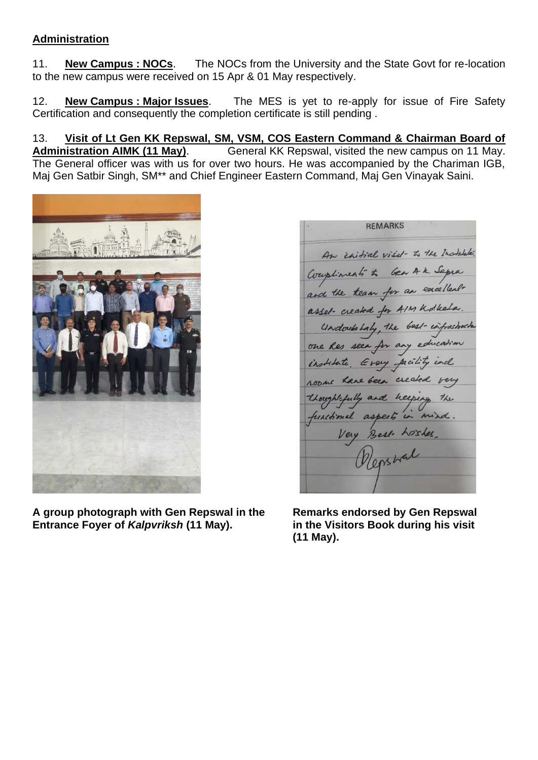## Administration

11. **New Campus : NOCs**. The NOCs from the University and the State Govt for re-location to the new campus were received on 15 Apr & 01 May respectively.

12. **New Campus : Major Issues**. The MES is yet to re-apply for issue of Fire Safety Certification and consequently the completion certificate is still pending .

13. **Visit of Lt Gen KK Repswal, SM, VSM, COS Eastern Command & Chairman Board of Administration AIMK (11 May)**. General KK Repswal, visited the new campus on 11 May. The General officer was with us for over two hours. He was accompanied by the Chariman IGB, Maj Gen Satbir Singh, SM** and Chief Engineer Eastern Command, Maj Gen Vinayak Saini.

**A group photograph with Gen Repswal in the Entrance Foyer of *Kalpvriksh* (11 May).**

**Remarks endorsed by Gen Repswal in the Visitors Book during his visit (11 May).**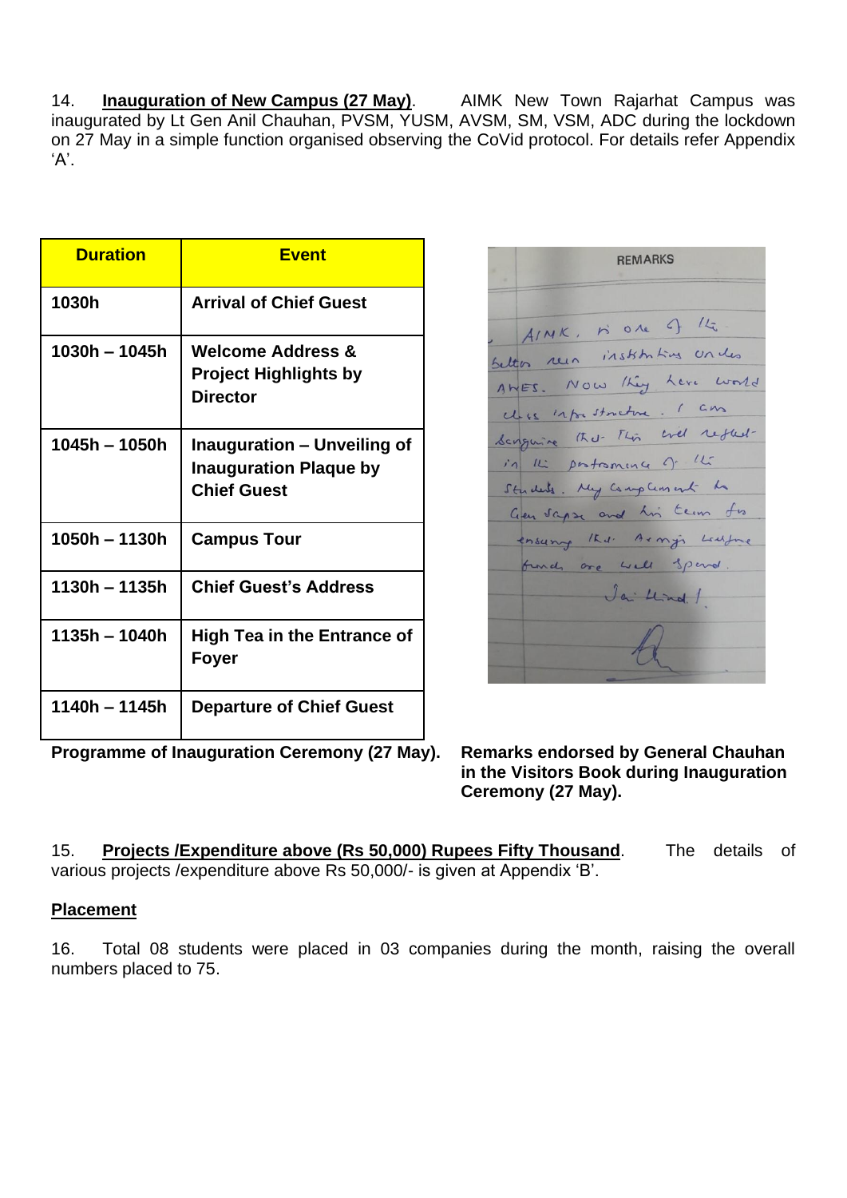14. **Inauguration of New Campus (27 May)**. AIMK New Town Rajarhat Campus was inaugurated by Lt Gen Anil Chauhan, PVSM, YUSM, AVSM, SM, VSM, ADC during the lockdown on 27 May in a simple function organised observing the CoVid protocol. For details refer Appendix 'A'.

| Duration | Event |
|---|---|
| 1030h | Arrival of Chief Guest |
| 1030h – 1045h | Welcome Address & Project Highlights by Director |
| 1045h – 1050h | Inauguration – Unveiling of Inauguration Plaque by Chief Guest |
| 1050h – 1130h | Campus Tour |
| 1130h – 1135h | Chief Guest's Address |
| 1135h – 1040h | High Tea in the Entrance of Foyer |
| 1140h – 1145h | Departure of Chief Guest |

**Programme of Inauguration Ceremony (27 May).**

REMARKS

AIMK is one of the better run institutions under AWES. Now they have world class infrastructure. I am sanguine that this will reflect in the performance of the students. My compliment to Gen Sapra and his team for ensuring that Army's welfare funds are well spend.

Jai Hind!

**Remarks endorsed by General Chauhan in the Visitors Book during Inauguration Ceremony (27 May).**

15. **Projects /Expenditure above (Rs 50,000) Rupees Fifty Thousand**. The details of various projects /expenditure above Rs 50,000/- is given at Appendix 'B'.

**Placement**

16. Total 08 students were placed in 03 companies during the month, raising the overall numbers placed to 75.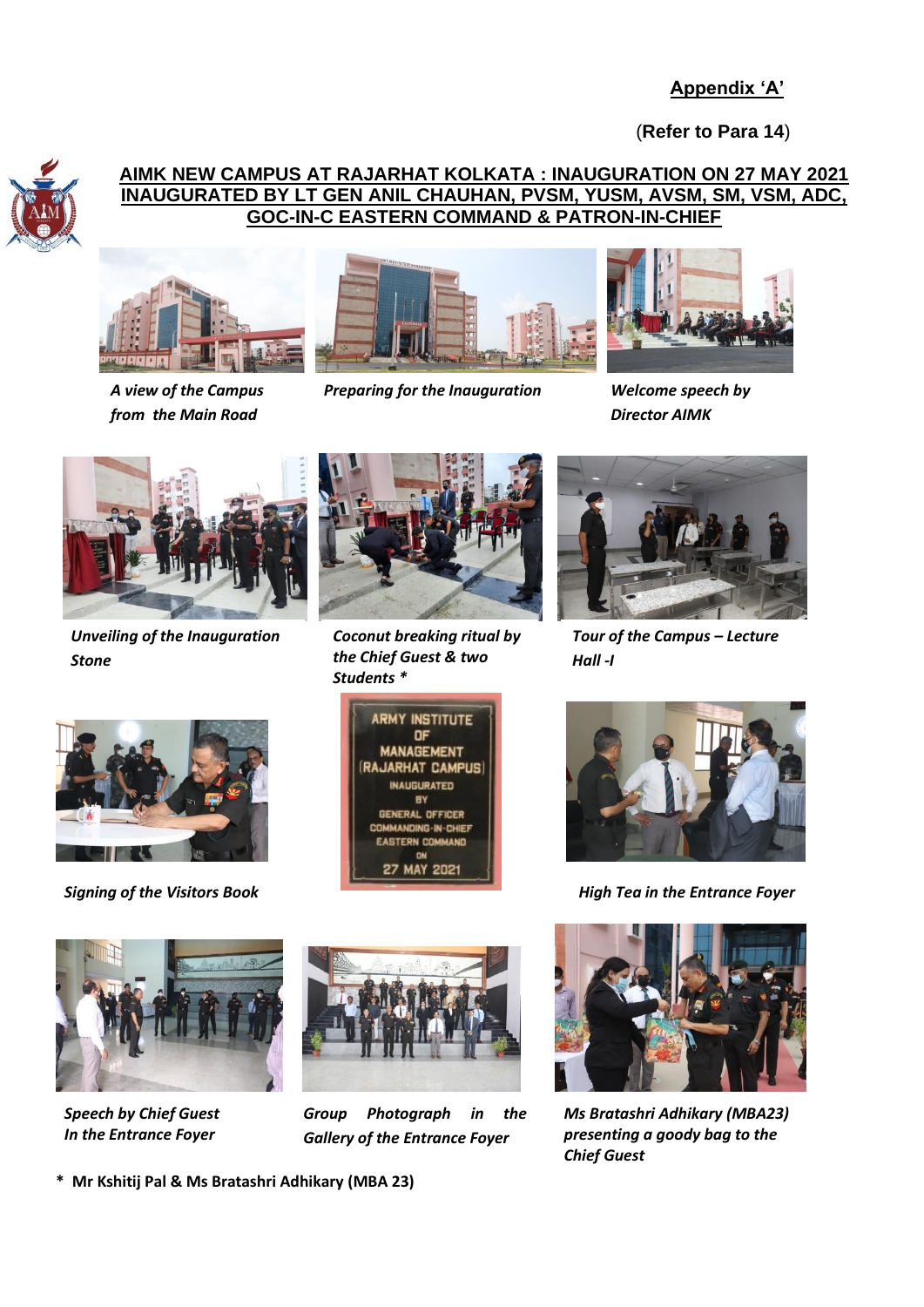**Appendix 'A'**

(**Refer to Para 14**)

## AIMK NEW CAMPUS AT RAJARHAT KOLKATA : INAUGURATION ON 27 MAY 2021 INAUGURATED BY LT GEN ANIL CHAUHAN, PVSM, YUSM, AVSM, SM, VSM, ADC, GOC-IN-C EASTERN COMMAND & PATRON-IN-CHIEF

*A view of the Campus from the Main Road*

*Preparing for the Inauguration*

*Welcome speech by Director AIMK*

*Unveiling of the Inauguration Stone*

*Coconut breaking ritual by the Chief Guest & two Students **

*Tour of the Campus – Lecture Hall -I*

*Signing of the Visitors Book*

ARMY INSTITUTE OF MANAGEMENT (RAJARHAT CAMPUS) INAUGURATED BY GENERAL OFFICER COMMANDING-IN-CHIEF EASTERN COMMAND ON 27 MAY 2021

*High Tea in the Entrance Foyer*

*Speech by Chief Guest In the Entrance Foyer*

*Group Photograph in the Gallery of the Entrance Foyer*

*Ms Bratashri Adhikary (MBA23) presenting a goody bag to the Chief Guest*

**\* Mr Kshitij Pal & Ms Bratashri Adhikary (MBA 23)**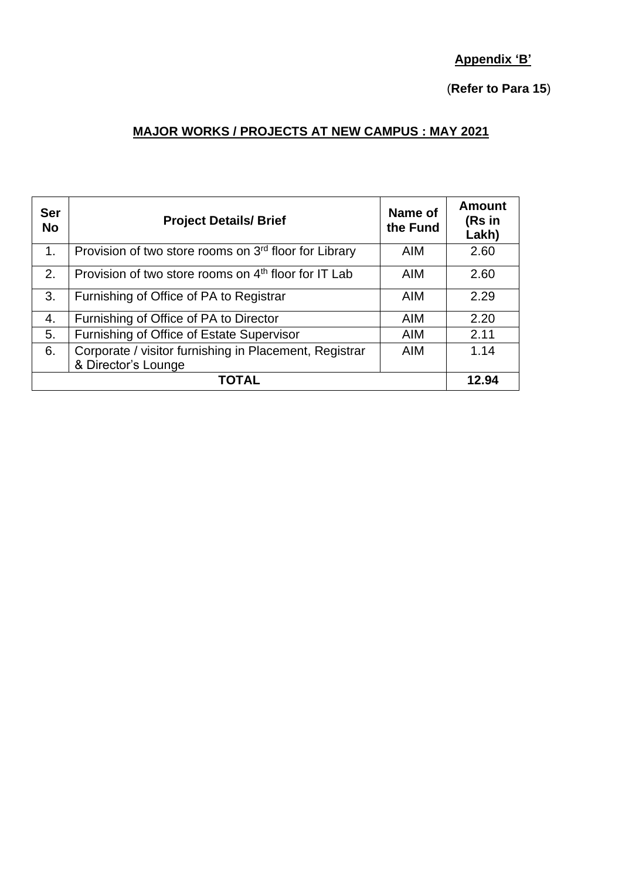**Appendix 'B'**

(**Refer to Para 15**)

## MAJOR WORKS / PROJECTS AT NEW CAMPUS : MAY 2021

| Ser No | Project Details/ Brief | Name of the Fund | Amount (Rs in Lakh) |
|---|---|---|---|
| 1. | Provision of two store rooms on 3rd floor for Library | AIM | 2.60 |
| 2. | Provision of two store rooms on 4th floor for IT Lab | AIM | 2.60 |
| 3. | Furnishing of Office of PA to Registrar | AIM | 2.29 |
| 4. | Furnishing of Office of PA to Director | AIM | 2.20 |
| 5. | Furnishing of Office of Estate Supervisor | AIM | 2.11 |
| 6. | Corporate / visitor furnishing in Placement, Registrar & Director's Lounge | AIM | 1.14 |
| **TOTAL** | | | **12.94** |